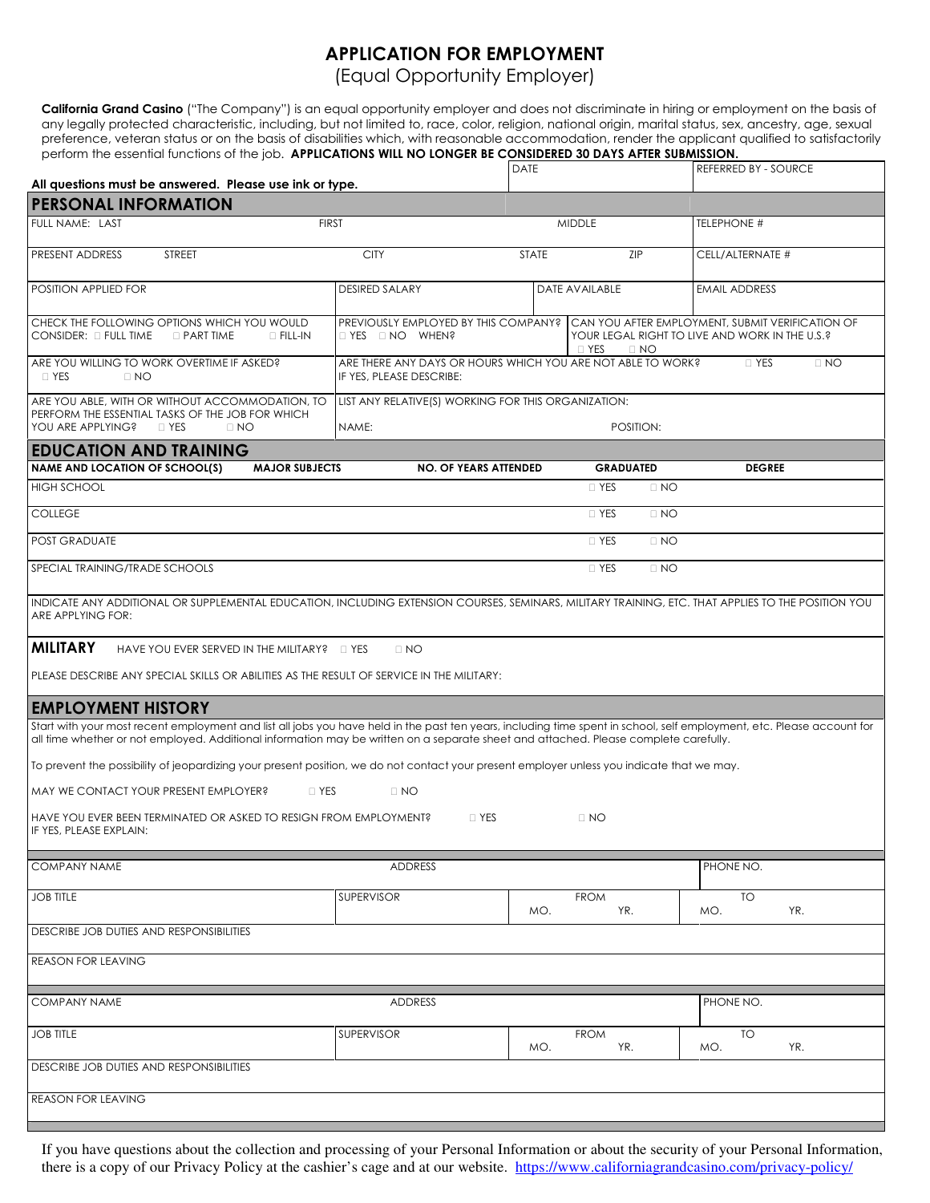# APPLICATION FOR EMPLOYMENT

(Equal Opportunity Employer)

**California Grand Casino** ("The Company") is an equal opportunity employer and does not discriminate in hiring or employment on the basis of any legally protected characteristic, including, but not limited to, race, color, religion, national origin, marital status, sex, ancestry, age, sexual preference, veteran status or on the basis of disabilities which, with reasonable accommodation, render the applicant qualified to satisfactorily perform the essential functions of the job. **APPLICATIONS WILL NO LONGER BE CONSIDERED 30 DAYS AFTER SUBMISSION.**

| **All questions must be answered. Please use ink or type.** | DATE | REFERRED BY - SOURCE |
|---|---|---|

## PERSONAL INFORMATION

| FULL NAME: LAST | FIRST | MIDDLE | TELEPHONE # |
|---|---|---|---|
| PRESENT ADDRESS STREET | CITY | STATE ZIP | CELL/ALTERNATE # |
| POSITION APPLIED FOR | DESIRED SALARY | DATE AVAILABLE | EMAIL ADDRESS |

| CHECK THE FOLLOWING OPTIONS WHICH YOU WOULD CONSIDER: ☐ FULL TIME ☐ PART TIME ☐ FILL-IN | PREVIOUSLY EMPLOYED BY THIS COMPANY? ☐ YES ☐ NO WHEN? | CAN YOU AFTER EMPLOYMENT, SUBMIT VERIFICATION OF YOUR LEGAL RIGHT TO LIVE AND WORK IN THE U.S.? ☐ YES ☐ NO |
|---|---|---|

| ARE YOU WILLING TO WORK OVERTIME IF ASKED? ☐ YES ☐ NO | ARE THERE ANY DAYS OR HOURS WHICH YOU ARE NOT ABLE TO WORK? ☐ YES ☐ NO IF YES, PLEASE DESCRIBE: |
|---|---|
| ARE YOU ABLE, WITH OR WITHOUT ACCOMMODATION, TO PERFORM THE ESSENTIAL TASKS OF THE JOB FOR WHICH YOU ARE APPLYING? ☐ YES ☐ NO | LIST ANY RELATIVE(S) WORKING FOR THIS ORGANIZATION: NAME: POSITION: |

## EDUCATION AND TRAINING

| **NAME AND LOCATION OF SCHOOL(S)** | **MAJOR SUBJECTS** | **NO. OF YEARS ATTENDED** | **GRADUATED** | **DEGREE** |
|---|---|---|---|---|
| HIGH SCHOOL | | | ☐ YES ☐ NO | |
| COLLEGE | | | ☐ YES ☐ NO | |
| POST GRADUATE | | | ☐ YES ☐ NO | |
| SPECIAL TRAINING/TRADE SCHOOLS | | | ☐ YES ☐ NO | |

INDICATE ANY ADDITIONAL OR SUPPLEMENTAL EDUCATION, INCLUDING EXTENSION COURSES, SEMINARS, MILITARY TRAINING, ETC. THAT APPLIES TO THE POSITION YOU ARE APPLYING FOR:

**MILITARY** HAVE YOU EVER SERVED IN THE MILITARY? ☐ YES ☐ NO

PLEASE DESCRIBE ANY SPECIAL SKILLS OR ABILITIES AS THE RESULT OF SERVICE IN THE MILITARY:

## EMPLOYMENT HISTORY

Start with your most recent employment and list all jobs you have held in the past ten years, including time spent in school, self employment, etc. Please account for all time whether or not employed. Additional information may be written on a separate sheet and attached. Please complete carefully.

To prevent the possibility of jeopardizing your present position, we do not contact your present employer unless you indicate that we may.

MAY WE CONTACT YOUR PRESENT EMPLOYER? ☐ YES ☐ NO

HAVE YOU EVER BEEN TERMINATED OR ASKED TO RESIGN FROM EMPLOYMENT? ☐ YES ☐ NO
IF YES, PLEASE EXPLAIN:

| COMPANY NAME | ADDRESS | | PHONE NO. |
|---|---|---|---|
| JOB TITLE | SUPERVISOR | FROM MO. YR. | TO MO. YR. |
| DESCRIBE JOB DUTIES AND RESPONSIBILITIES | | | |
| REASON FOR LEAVING | | | |

| COMPANY NAME | ADDRESS | | PHONE NO. |
|---|---|---|---|
| JOB TITLE | SUPERVISOR | FROM MO. YR. | TO MO. YR. |
| DESCRIBE JOB DUTIES AND RESPONSIBILITIES | | | |
| REASON FOR LEAVING | | | |

If you have questions about the collection and processing of your Personal Information or about the security of your Personal Information, there is a copy of our Privacy Policy at the cashier's cage and at our website. https://www.californiagrandcasino.com/privacy-policy/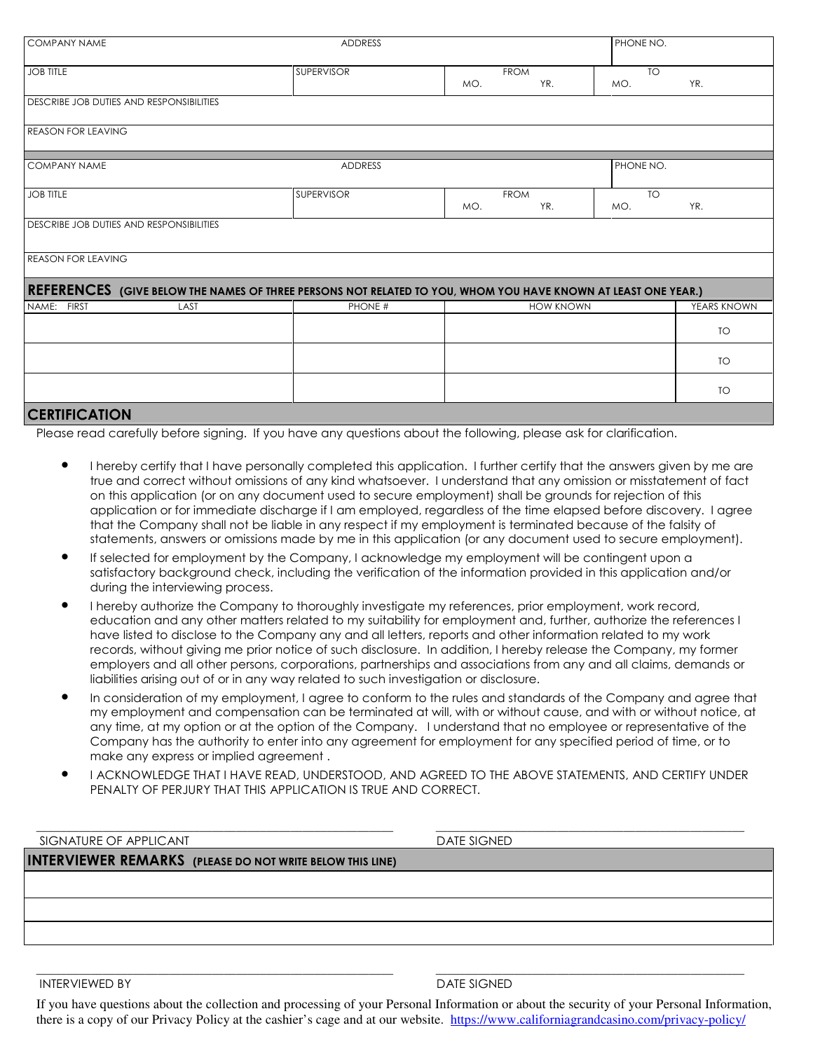| COMPANY NAME | ADDRESS | | | PHONE NO. | |
|---|---|---|---|---|---|
| JOB TITLE | SUPERVISOR | FROM MO. | YR. | TO MO. | YR. |
| DESCRIBE JOB DUTIES AND RESPONSIBILITIES | | | | | |
| REASON FOR LEAVING | | | | | |

| COMPANY NAME | ADDRESS | | | PHONE NO. | |
|---|---|---|---|---|---|
| JOB TITLE | SUPERVISOR | FROM MO. | YR. | TO MO. | YR. |
| DESCRIBE JOB DUTIES AND RESPONSIBILITIES | | | | | |
| REASON FOR LEAVING | | | | | |

## REFERENCES (GIVE BELOW THE NAMES OF THREE PERSONS NOT RELATED TO YOU, WHOM YOU HAVE KNOWN AT LEAST ONE YEAR.)

| NAME: FIRST LAST | PHONE # | HOW KNOWN | YEARS KNOWN |
|---|---|---|---|
| | | | TO |
| | | | TO |
| | | | TO |

## CERTIFICATION

Please read carefully before signing. If you have any questions about the following, please ask for clarification.

- I hereby certify that I have personally completed this application. I further certify that the answers given by me are true and correct without omissions of any kind whatsoever. I understand that any omission or misstatement of fact on this application (or on any document used to secure employment) shall be grounds for rejection of this application or for immediate discharge if I am employed, regardless of the time elapsed before discovery. I agree that the Company shall not be liable in any respect if my employment is terminated because of the falsity of statements, answers or omissions made by me in this application (or any document used to secure employment).
- If selected for employment by the Company, I acknowledge my employment will be contingent upon a satisfactory background check, including the verification of the information provided in this application and/or during the interviewing process.
- I hereby authorize the Company to thoroughly investigate my references, prior employment, work record, education and any other matters related to my suitability for employment and, further, authorize the references I have listed to disclose to the Company any and all letters, reports and other information related to my work records, without giving me prior notice of such disclosure. In addition, I hereby release the Company, my former employers and all other persons, corporations, partnerships and associations from any and all claims, demands or liabilities arising out of or in any way related to such investigation or disclosure.
- In consideration of my employment, I agree to conform to the rules and standards of the Company and agree that my employment and compensation can be terminated at will, with or without cause, and with or without notice, at any time, at my option or at the option of the Company. I understand that no employee or representative of the Company has the authority to enter into any agreement for employment for any specified period of time, or to make any express or implied agreement .
- I ACKNOWLEDGE THAT I HAVE READ, UNDERSTOOD, AND AGREED TO THE ABOVE STATEMENTS, AND CERTIFY UNDER PENALTY OF PERJURY THAT THIS APPLICATION IS TRUE AND CORRECT.

SIGNATURE OF APPLICANT ______________________ DATE SIGNED ______________________

## INTERVIEWER REMARKS (PLEASE DO NOT WRITE BELOW THIS LINE)

INTERVIEWED BY ______________________ DATE SIGNED ______________________

If you have questions about the collection and processing of your Personal Information or about the security of your Personal Information, there is a copy of our Privacy Policy at the cashier's cage and at our website. https://www.californiagrandcasino.com/privacy-policy/